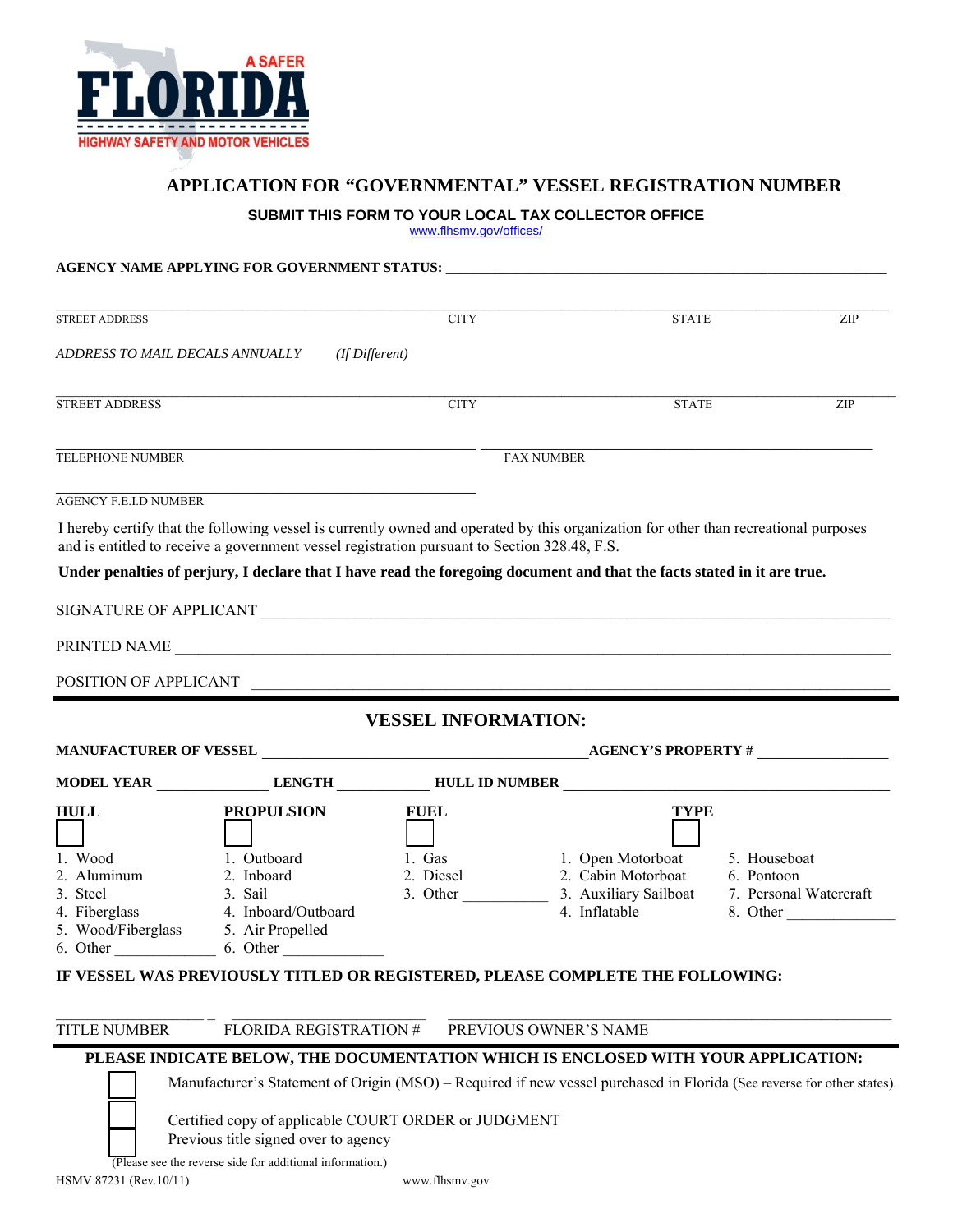A SAFER
**FLORIDA**
HIGHWAY SAFETY AND MOTOR VEHICLES

# APPLICATION FOR "GOVERNMENTAL" VESSEL REGISTRATION NUMBER

**SUBMIT THIS FORM TO YOUR LOCAL TAX COLLECTOR OFFICE**
www.flhsmv.gov/offices/

**AGENCY NAME APPLYING FOR GOVERNMENT STATUS:** ______________________________

| STREET ADDRESS | CITY | STATE | ZIP |
|---|---|---|---|
| | | | |

*ADDRESS TO MAIL DECALS ANNUALLY* *(If Different)*

| STREET ADDRESS | CITY | STATE | ZIP |
|---|---|---|---|
| | | | |

TELEPHONE NUMBER ______________________ FAX NUMBER ______________________

AGENCY F.E.I.D NUMBER ______________________

I hereby certify that the following vessel is currently owned and operated by this organization for other than recreational purposes and is entitled to receive a government vessel registration pursuant to Section 328.48, F.S.

**Under penalties of perjury, I declare that I have read the foregoing document and that the facts stated in it are true.**

SIGNATURE OF APPLICANT ______________________________

PRINTED NAME ______________________________

POSITION OF APPLICANT ______________________________

## VESSEL INFORMATION:

**MANUFACTURER OF VESSEL** ______________________ **AGENCY'S PROPERTY #** ______________

**MODEL YEAR** ________ **LENGTH** ________ **HULL ID NUMBER** ______________________

| **HULL** ☐ | **PROPULSION** ☐ | **FUEL** ☐ | **TYPE** ☐ | |
|---|---|---|---|---|
| 1. Wood | 1. Outboard | 1. Gas | 1. Open Motorboat | 5. Houseboat |
| 2. Aluminum | 2. Inboard | 2. Diesel | 2. Cabin Motorboat | 6. Pontoon |
| 3. Steel | 3. Sail | 3. Other ________ | 3. Auxiliary Sailboat | 7. Personal Watercraft |
| 4. Fiberglass | 4. Inboard/Outboard | | 4. Inflatable | 8. Other ________ |
| 5. Wood/Fiberglass | 5. Air Propelled | | | |
| 6. Other ________ | 6. Other ________ | | | |

**IF VESSEL WAS PREVIOUSLY TITLED OR REGISTERED, PLEASE COMPLETE THE FOLLOWING:**

TITLE NUMBER ____________ FLORIDA REGISTRATION # ____________ PREVIOUS OWNER'S NAME ______________________

**PLEASE INDICATE BELOW, THE DOCUMENTATION WHICH IS ENCLOSED WITH YOUR APPLICATION:**

☐ Manufacturer's Statement of Origin (MSO) – Required if new vessel purchased in Florida (See reverse for other states).

☐ Certified copy of applicable COURT ORDER or JUDGMENT

☐ Previous title signed over to agency

(Please see the reverse side for additional information.)

HSMV 87231 (Rev.10/11) www.flhsmv.gov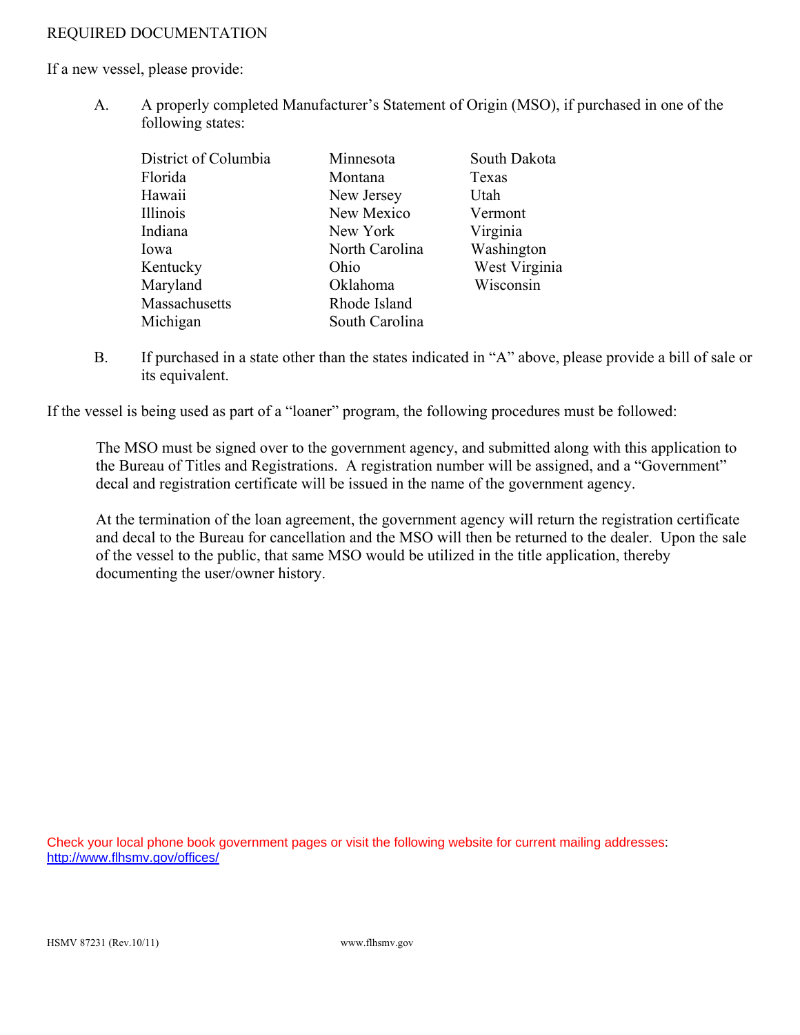REQUIRED DOCUMENTATION

If a new vessel, please provide:

A. A properly completed Manufacturer's Statement of Origin (MSO), if purchased in one of the following states:

| | | |
|---|---|---|
| District of Columbia | Minnesota | South Dakota |
| Florida | Montana | Texas |
| Hawaii | New Jersey | Utah |
| Illinois | New Mexico | Vermont |
| Indiana | New York | Virginia |
| Iowa | North Carolina | Washington |
| Kentucky | Ohio | West Virginia |
| Maryland | Oklahoma | Wisconsin |
| Massachusetts | Rhode Island | |
| Michigan | South Carolina | |

B. If purchased in a state other than the states indicated in "A" above, please provide a bill of sale or its equivalent.

If the vessel is being used as part of a "loaner" program, the following procedures must be followed:

The MSO must be signed over to the government agency, and submitted along with this application to the Bureau of Titles and Registrations. A registration number will be assigned, and a "Government" decal and registration certificate will be issued in the name of the government agency.

At the termination of the loan agreement, the government agency will return the registration certificate and decal to the Bureau for cancellation and the MSO will then be returned to the dealer. Upon the sale of the vessel to the public, that same MSO would be utilized in the title application, thereby documenting the user/owner history.

Check your local phone book government pages or visit the following website for current mailing addresses: http://www.flhsmv.gov/offices/

HSMV 87231 (Rev.10/11) www.flhsmv.gov